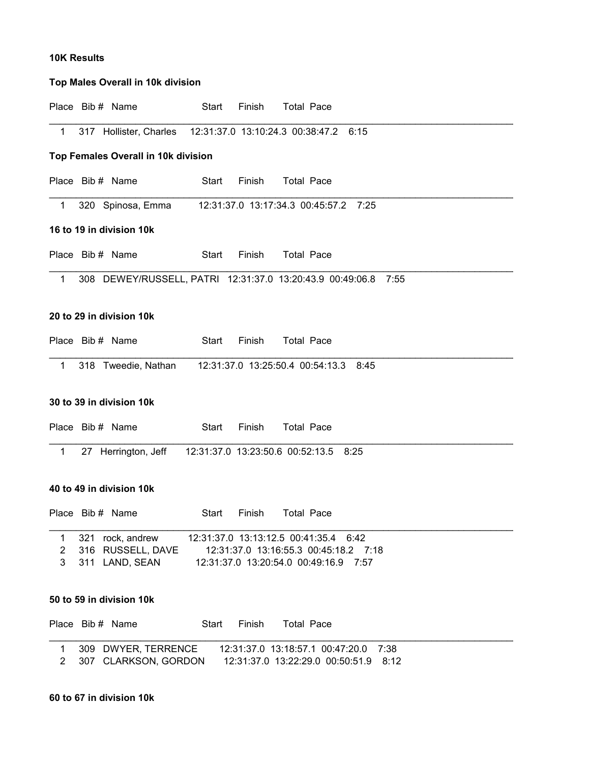**10K Results**

**Top Males Overall in 10k division**

| Place | Bib # | Name | Start | Finish | Total | Pace |
|---|---|---|---|---|---|---|
| 1 | 317 | Hollister, Charles | 12:31:37.0 | 13:10:24.3 | 00:38:47.2 | 6:15 |

**Top Females Overall in 10k division**

| Place | Bib # | Name | Start | Finish | Total | Pace |
|---|---|---|---|---|---|---|
| 1 | 320 | Spinosa, Emma | 12:31:37.0 | 13:17:34.3 | 00:45:57.2 | 7:25 |

**16 to 19 in division 10k**

| Place | Bib # | Name | Start | Finish | Total | Pace |
|---|---|---|---|---|---|---|
| 1 | 308 | DEWEY/RUSSELL, PATRI | 12:31:37.0 | 13:20:43.9 | 00:49:06.8 | 7:55 |

**20 to 29 in division 10k**

| Place | Bib # | Name | Start | Finish | Total | Pace |
|---|---|---|---|---|---|---|
| 1 | 318 | Tweedie, Nathan | 12:31:37.0 | 13:25:50.4 | 00:54:13.3 | 8:45 |

**30 to 39 in division 10k**

| Place | Bib # | Name | Start | Finish | Total | Pace |
|---|---|---|---|---|---|---|
| 1 | 27 | Herrington, Jeff | 12:31:37.0 | 13:23:50.6 | 00:52:13.5 | 8:25 |

**40 to 49 in division 10k**

| Place | Bib # | Name | Start | Finish | Total | Pace |
|---|---|---|---|---|---|---|
| 1 | 321 | rock, andrew | 12:31:37.0 | 13:13:12.5 | 00:41:35.4 | 6:42 |
| 2 | 316 | RUSSELL, DAVE | 12:31:37.0 | 13:16:55.3 | 00:45:18.2 | 7:18 |
| 3 | 311 | LAND, SEAN | 12:31:37.0 | 13:20:54.0 | 00:49:16.9 | 7:57 |

**50 to 59 in division 10k**

| Place | Bib # | Name | Start | Finish | Total | Pace |
|---|---|---|---|---|---|---|
| 1 | 309 | DWYER, TERRENCE | 12:31:37.0 | 13:18:57.1 | 00:47:20.0 | 7:38 |
| 2 | 307 | CLARKSON, GORDON | 12:31:37.0 | 13:22:29.0 | 00:50:51.9 | 8:12 |

**60 to 67 in division 10k**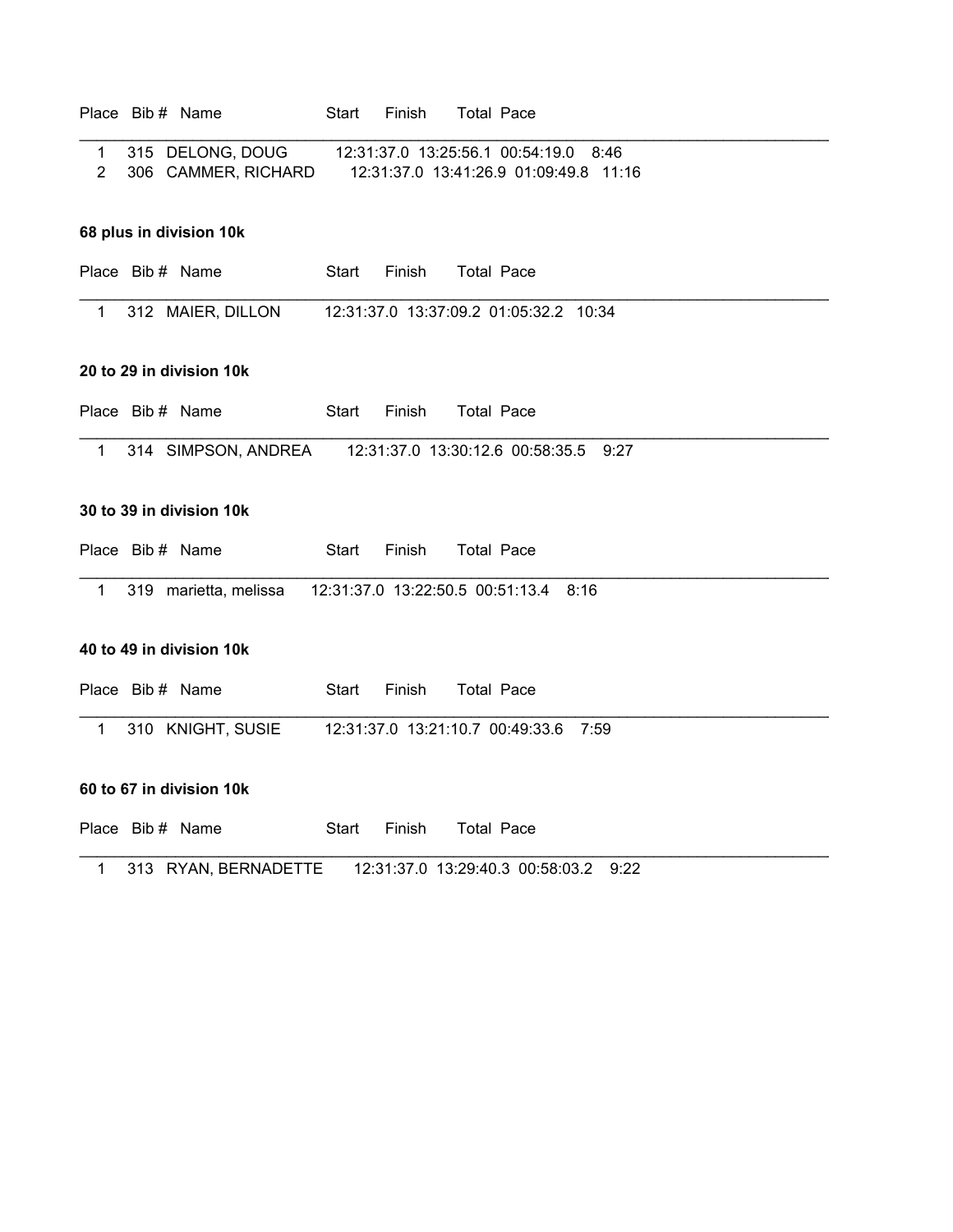| Place | Bib # | Name | Start | Finish | Total | Pace |
|---|---|---|---|---|---|---|
| 1 | 315 | DELONG, DOUG | 12:31:37.0 | 13:25:56.1 | 00:54:19.0 | 8:46 |
| 2 | 306 | CAMMER, RICHARD | 12:31:37.0 | 13:41:26.9 | 01:09:49.8 | 11:16 |

**68 plus in division 10k**

| Place | Bib # | Name | Start | Finish | Total | Pace |
|---|---|---|---|---|---|---|
| 1 | 312 | MAIER, DILLON | 12:31:37.0 | 13:37:09.2 | 01:05:32.2 | 10:34 |

**20 to 29 in division 10k**

| Place | Bib # | Name | Start | Finish | Total | Pace |
|---|---|---|---|---|---|---|
| 1 | 314 | SIMPSON, ANDREA | 12:31:37.0 | 13:30:12.6 | 00:58:35.5 | 9:27 |

**30 to 39 in division 10k**

| Place | Bib # | Name | Start | Finish | Total | Pace |
|---|---|---|---|---|---|---|
| 1 | 319 | marietta, melissa | 12:31:37.0 | 13:22:50.5 | 00:51:13.4 | 8:16 |

**40 to 49 in division 10k**

| Place | Bib # | Name | Start | Finish | Total | Pace |
|---|---|---|---|---|---|---|
| 1 | 310 | KNIGHT, SUSIE | 12:31:37.0 | 13:21:10.7 | 00:49:33.6 | 7:59 |

**60 to 67 in division 10k**

| Place | Bib # | Name | Start | Finish | Total | Pace |
|---|---|---|---|---|---|---|
| 1 | 313 | RYAN, BERNADETTE | 12:31:37.0 | 13:29:40.3 | 00:58:03.2 | 9:22 |